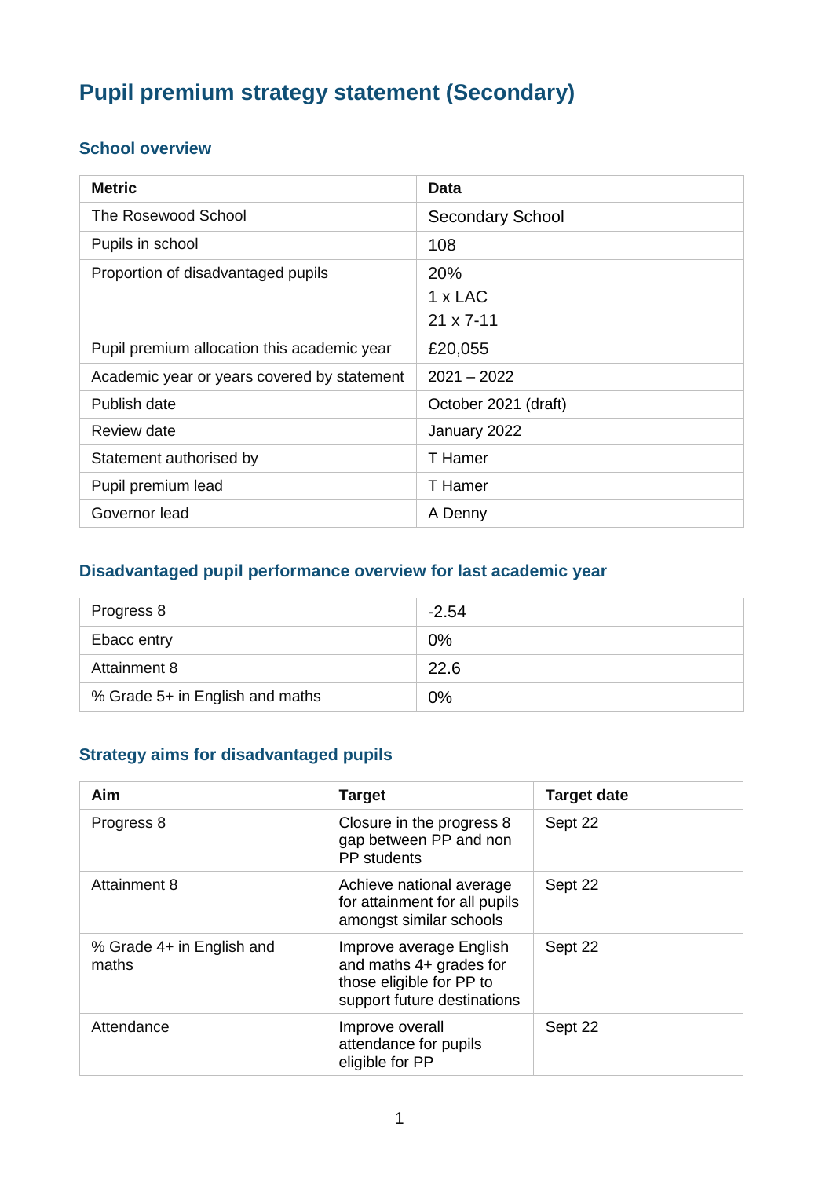# Pupil premium strategy statement (Secondary)

## School overview

| Metric | Data |
|---|---|
| The Rosewood School | Secondary School |
| Pupils in school | 108 |
| Proportion of disadvantaged pupils | 20%<br>1 x LAC<br>21 x 7-11 |
| Pupil premium allocation this academic year | £20,055 |
| Academic year or years covered by statement | 2021 – 2022 |
| Publish date | October 2021 (draft) |
| Review date | January 2022 |
| Statement authorised by | T Hamer |
| Pupil premium lead | T Hamer |
| Governor lead | A Denny |

## Disadvantaged pupil performance overview for last academic year

| | |
|---|---|
| Progress 8 | -2.54 |
| Ebacc entry | 0% |
| Attainment 8 | 22.6 |
| % Grade 5+ in English and maths | 0% |

## Strategy aims for disadvantaged pupils

| Aim | Target | Target date |
|---|---|---|
| Progress 8 | Closure in the progress 8 gap between PP and non PP students | Sept 22 |
| Attainment 8 | Achieve national average for attainment for all pupils amongst similar schools | Sept 22 |
| % Grade 4+ in English and maths | Improve average English and maths 4+ grades for those eligible for PP to support future destinations | Sept 22 |
| Attendance | Improve overall attendance for pupils eligible for PP | Sept 22 |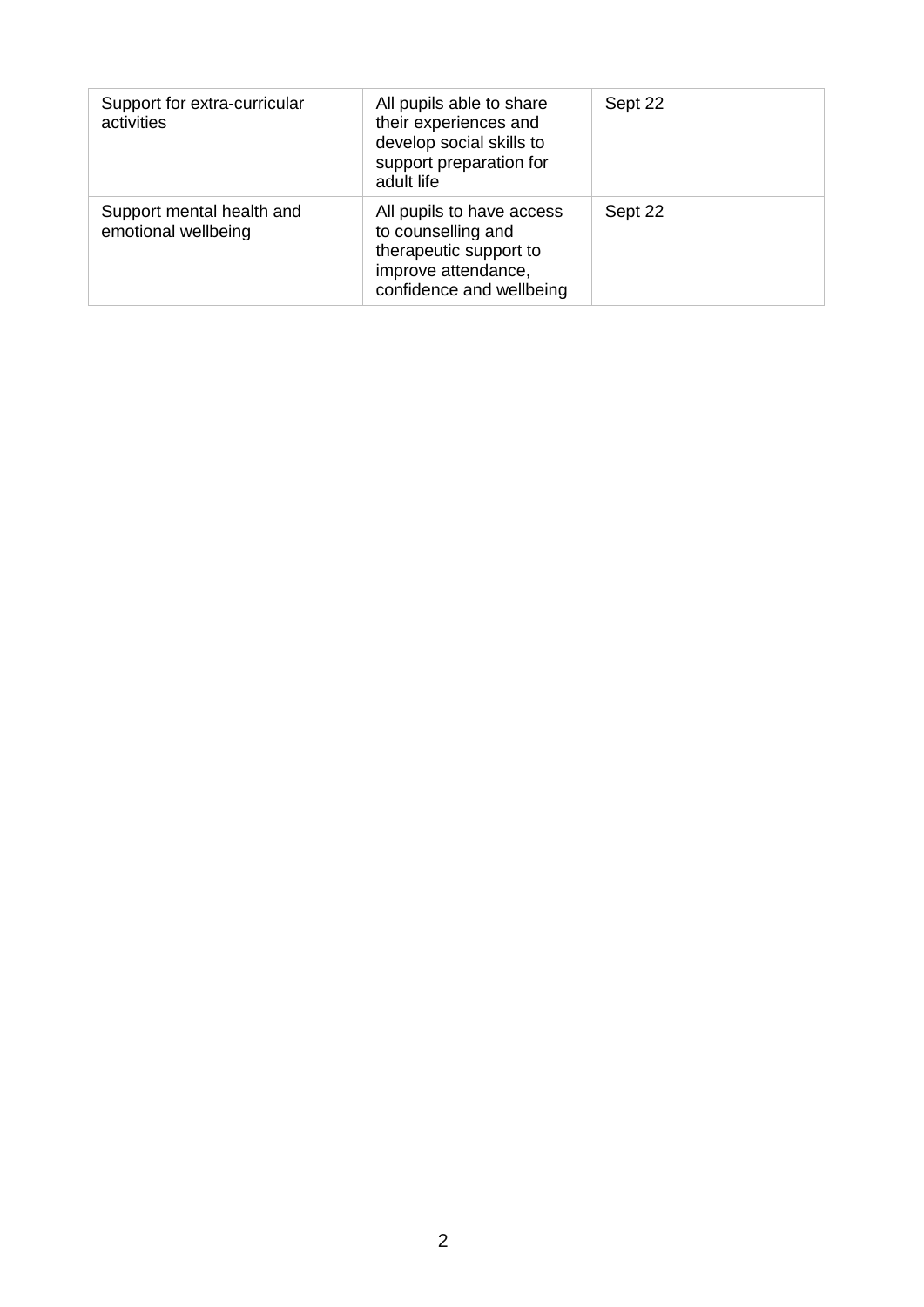| | | |
|---|---|---|
| Support for extra-curricular activities | All pupils able to share their experiences and develop social skills to support preparation for adult life | Sept 22 |
| Support mental health and emotional wellbeing | All pupils to have access to counselling and therapeutic support to improve attendance, confidence and wellbeing | Sept 22 |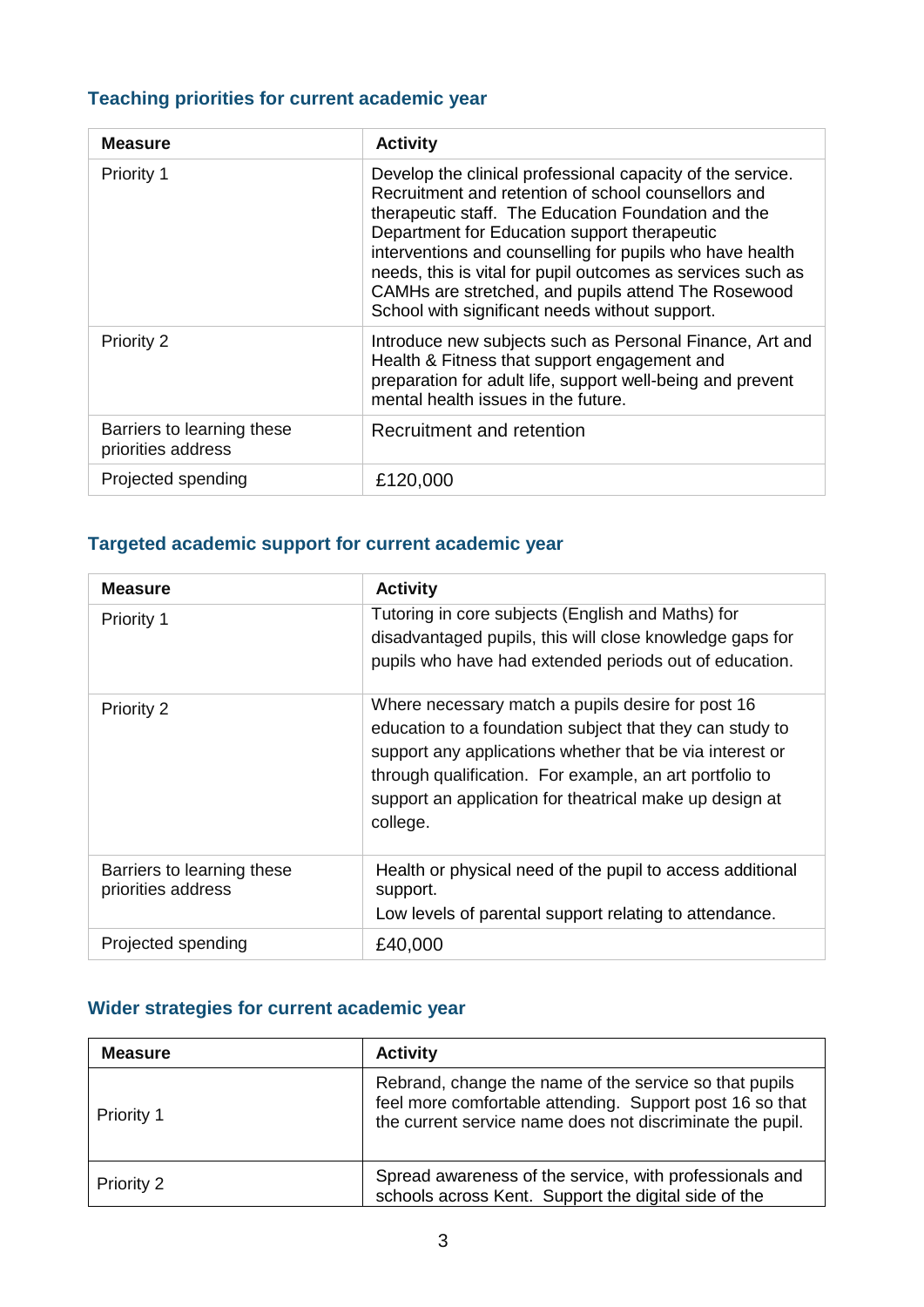## Teaching priorities for current academic year

| Measure | Activity |
| --- | --- |
| Priority 1 | Develop the clinical professional capacity of the service. Recruitment and retention of school counsellors and therapeutic staff. The Education Foundation and the Department for Education support therapeutic interventions and counselling for pupils who have health needs, this is vital for pupil outcomes as services such as CAMHs are stretched, and pupils attend The Rosewood School with significant needs without support. |
| Priority 2 | Introduce new subjects such as Personal Finance, Art and Health & Fitness that support engagement and preparation for adult life, support well-being and prevent mental health issues in the future. |
| Barriers to learning these priorities address | Recruitment and retention |
| Projected spending | £120,000 |

## Targeted academic support for current academic year

| Measure | Activity |
| --- | --- |
| Priority 1 | Tutoring in core subjects (English and Maths) for disadvantaged pupils, this will close knowledge gaps for pupils who have had extended periods out of education. |
| Priority 2 | Where necessary match a pupils desire for post 16 education to a foundation subject that they can study to support any applications whether that be via interest or through qualification. For example, an art portfolio to support an application for theatrical make up design at college. |
| Barriers to learning these priorities address | Health or physical need of the pupil to access additional support.<br>Low levels of parental support relating to attendance. |
| Projected spending | £40,000 |

## Wider strategies for current academic year

| Measure | Activity |
| --- | --- |
| Priority 1 | Rebrand, change the name of the service so that pupils feel more comfortable attending. Support post 16 so that the current service name does not discriminate the pupil. |
| Priority 2 | Spread awareness of the service, with professionals and schools across Kent. Support the digital side of the |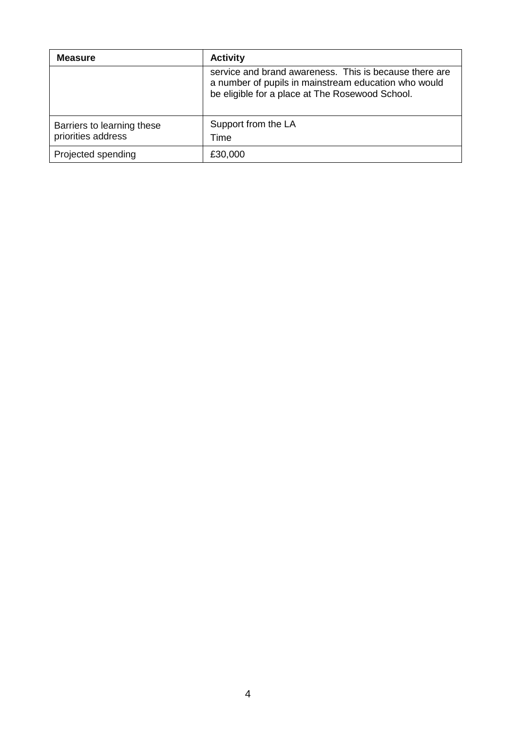| Measure | Activity |
| --- | --- |
| | service and brand awareness. This is because there are a number of pupils in mainstream education who would be eligible for a place at The Rosewood School. |
| Barriers to learning these priorities address | Support from the LA<br>Time |
| Projected spending | £30,000 |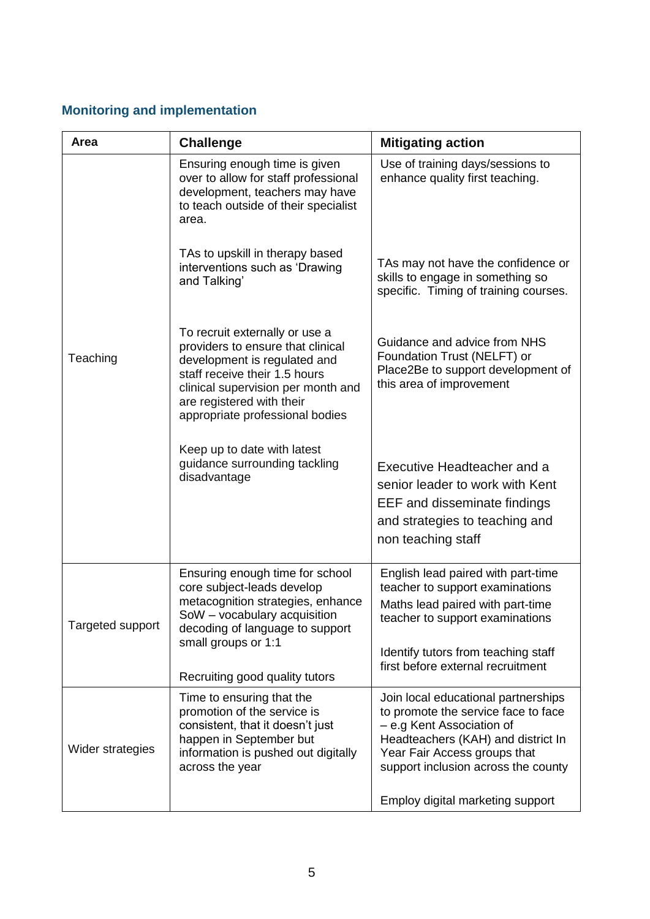## Monitoring and implementation

| Area | Challenge | Mitigating action |
|---|---|---|
| Teaching | Ensuring enough time is given over to allow for staff professional development, teachers may have to teach outside of their specialist area.<br><br>TAs to upskill in therapy based interventions such as 'Drawing and Talking'<br><br>To recruit externally or use a providers to ensure that clinical development is regulated and staff receive their 1.5 hours clinical supervision per month and are registered with their appropriate professional bodies<br><br>Keep up to date with latest guidance surrounding tackling disadvantage | Use of training days/sessions to enhance quality first teaching.<br><br>TAs may not have the confidence or skills to engage in something so specific. Timing of training courses.<br><br>Guidance and advice from NHS Foundation Trust (NELFT) or Place2Be to support development of this area of improvement<br><br>Executive Headteacher and a senior leader to work with Kent EEF and disseminate findings and strategies to teaching and non teaching staff |
| Targeted support | Ensuring enough time for school core subject-leads develop metacognition strategies, enhance SoW – vocabulary acquisition decoding of language to support small groups or 1:1<br><br>Recruiting good quality tutors | English lead paired with part-time teacher to support examinations<br>Maths lead paired with part-time teacher to support examinations<br><br>Identify tutors from teaching staff first before external recruitment |
| Wider strategies | Time to ensuring that the promotion of the service is consistent, that it doesn't just happen in September but information is pushed out digitally across the year | Join local educational partnerships to promote the service face to face – e.g Kent Association of Headteachers (KAH) and district In Year Fair Access groups that support inclusion across the county<br><br>Employ digital marketing support |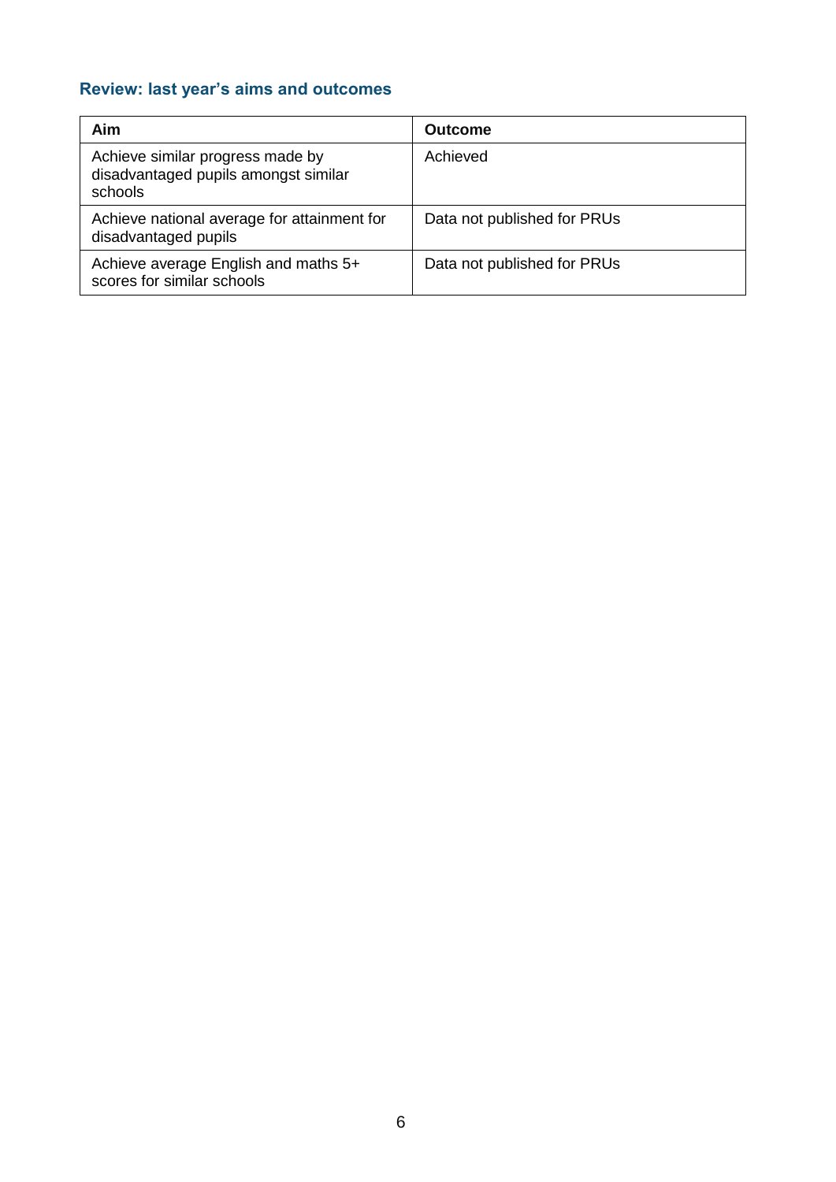## Review: last year's aims and outcomes

| Aim | Outcome |
| --- | --- |
| Achieve similar progress made by disadvantaged pupils amongst similar schools | Achieved |
| Achieve national average for attainment for disadvantaged pupils | Data not published for PRUs |
| Achieve average English and maths 5+ scores for similar schools | Data not published for PRUs |